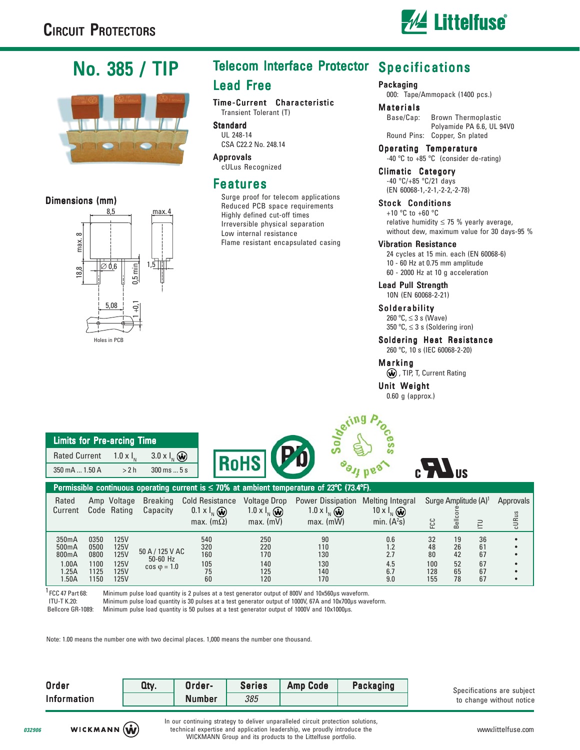# Circuit Protectors

# No. 385 / TIP

## Telecom Interface Protector
## Lead Free

### Time-Current Characteristic
Transient Tolerant (T)

### Standard
UL 248-14
CSA C22.2 No. 248.14

### Approvals
cULus Recognized

## Features
- Surge proof for telecom applications
- Reduced PCB space requirements
- Highly defined cut-off times
- Irreversible physical separation
- Low internal resistance
- Flame resistant encapsulated casing

### Dimensions (mm)

8,5; max. 4; max. 8; 18,8; ∅ 0,6; 0,5 min; 1,5; 5,08; 1 +0,1

Holes in PCB

## Specifications

### Packaging
000: Tape/Ammopack (1400 pcs.)

### Materials
Base/Cap: Brown Thermoplastic Polyamide PA 6.6, UL 94V0
Round Pins: Copper, Sn plated

### Operating Temperature
-40 °C to +85 °C (consider de-rating)

### Climatic Category
-40 °C/+85 °C/21 days
(EN 60068-1,-2-1,-2-2,-2-78)

### Stock Conditions
+10 °C to +60 °C
relative humidity ≤ 75 % yearly average, without dew, maximum value for 30 days-95 %

### Vibration Resistance
24 cycles at 15 min. each (EN 60068-6)
10 - 60 Hz at 0.75 mm amplitude
60 - 2000 Hz at 10 g acceleration

### Lead Pull Strength
10N (EN 60068-2-21)

### Solderability
260 °C, ≤ 3 s (Wave)
350 °C, ≤ 3 s (Soldering iron)

### Soldering Heat Resistance
260 °C, 10 s (IEC 60068-2-20)

### Marking
Ⓦ, TIP, T, Current Rating

### Unit Weight
0.60 g (approx.)

### Limits for Pre-arcing Time

| Rated Current | $1.0 \times I_N$ | $3.0 \times I_N$ Ⓦ |
|---|---|---|
| 350 mA ... 1.50 A | > 2 h | 300 ms ... 5 s |

RoHS | Pb | Soldering Process Lead free | cULus

### Permissible continuous operating current is ≤ 70% at ambient temperature of 23°C (73.4°F).

| Rated Current | Amp Code | Voltage Rating | Breaking Capacity | Cold Resistance $0.1 \times I_N$ Ⓦ max. (mΩ) | Voltage Drop $1.0 \times I_N$ Ⓦ max. (mV) | Power Dissipation $1.0 \times I_N$ Ⓦ max. (mW) | Melting Integral $10 \times I_N$ Ⓦ min. ($A^2s$) | Surge Amplitude (A)[1] FCC | Surge Amplitude (A)[1] Bellcore | Surge Amplitude (A)[1] ITU | Approvals cURus |
|---|---|---|---|---|---|---|---|---|---|---|---|
| 350mA | 0350 | 125V | 50 A / 125 V AC 50-60 Hz cos φ = 1.0 | 540 | 250 | 90 | 0.6 | 32 | 19 | 36 | • |
| 500mA | 0500 | 125V | | 320 | 220 | 110 | 1.2 | 48 | 26 | 61 | • |
| 800mA | 0800 | 125V | | 160 | 170 | 130 | 2.7 | 80 | 42 | 67 | • |
| 1.00A | 1100 | 125V | | 105 | 140 | 130 | 4.5 | 100 | 52 | 67 | • |
| 1.25A | 1125 | 125V | | 75 | 125 | 140 | 6.7 | 128 | 65 | 67 | • |
| 1.50A | 1150 | 125V | | 60 | 120 | 170 | 9.0 | 155 | 78 | 67 | • |

[1] FCC 47 Part 68: Minimum pulse load quantity is 2 pulses at a test generator output of 800V and 10x560µs waveform.
ITU-T K.20: Minimum pulse load quantity is 30 pulses at a test generator output of 1000V, 67A and 10x700µs waveform.
Bellcore GR-1089: Minimum pulse load quantity is 50 pulses at a test generator output of 1000V and 10x1000µs.

Note: 1.00 means the number one with two decimal places. 1,000 means the number one thousand.

### Order Information

| Qty. | Order-Number | Series | Amp Code | Packaging |
|---|---|---|---|---|
| | | 385 | | |

Specifications are subject to change without notice

In our continuing strategy to deliver unparalleled circuit protection solutions, technical expertise and application leadership, we proudly introduce the WICKMANN Group and its products to the Littelfuse portfolio.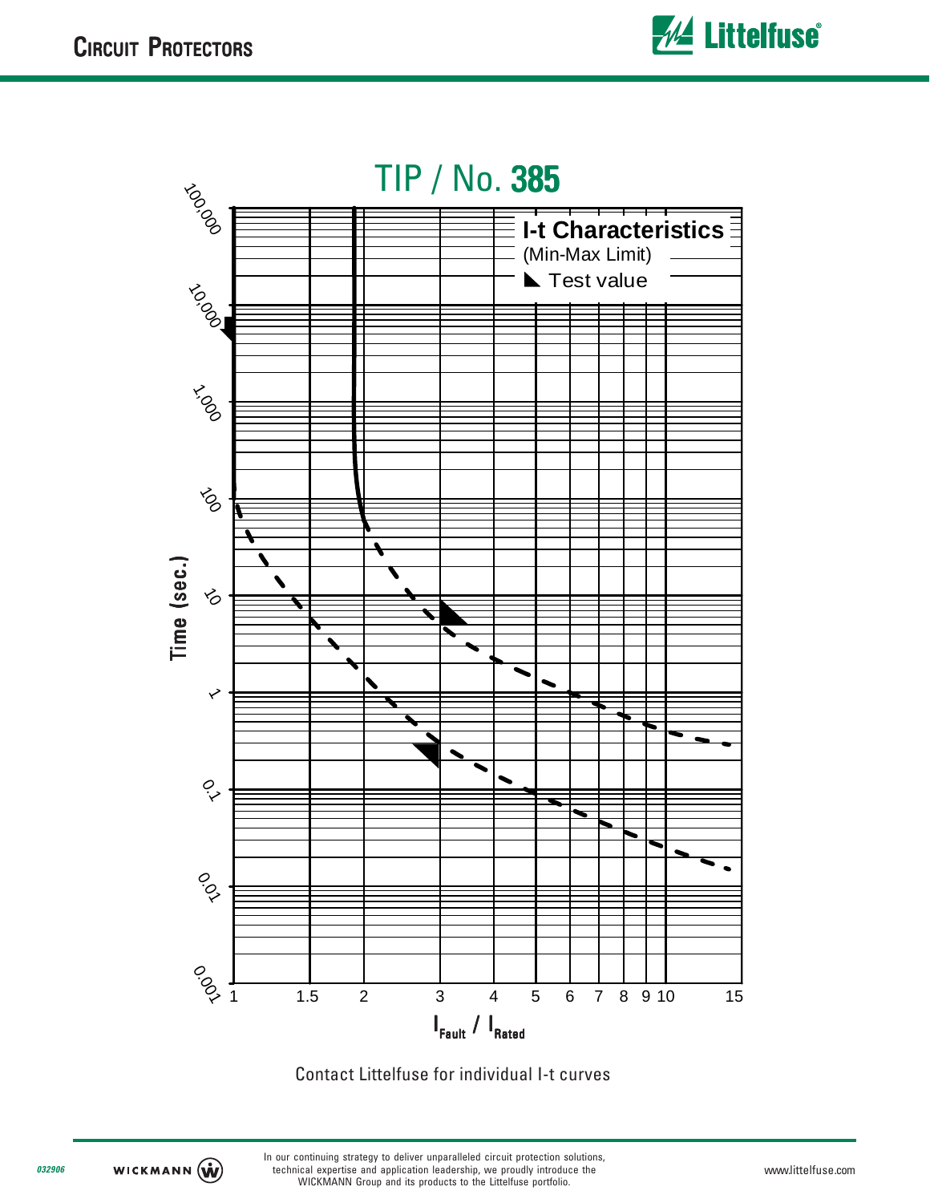# TIP / No. **385**

**I-t Characteristics**
(Min-Max Limit)
◣ Test value

Time (sec.)

100,000
10,000
1,000
100
10
1
0.1
0.01
0.001

1 1.5 2 3 4 5 6 7 8 9 10 15

$I_{Fault}$ / $I_{Rated}$

Contact Littelfuse for individual I-t curves

In our continuing strategy to deliver unparalleled circuit protection solutions, technical expertise and application leadership, we proudly introduce the WICKMANN Group and its products to the Littelfuse portfolio.